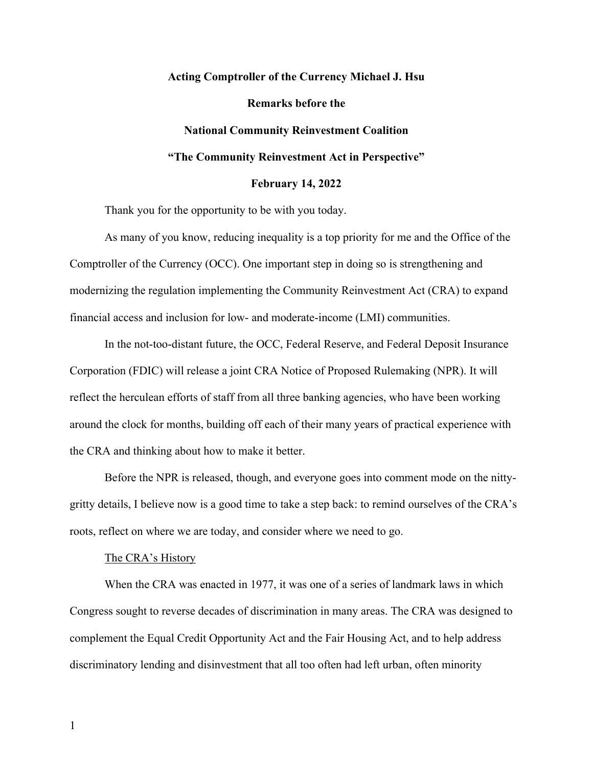**Acting Comptroller of the Currency Michael J. Hsu**

**Remarks before the**

**National Community Reinvestment Coalition**

**"The Community Reinvestment Act in Perspective"**

**February 14, 2022**

Thank you for the opportunity to be with you today.

As many of you know, reducing inequality is a top priority for me and the Office of the Comptroller of the Currency (OCC). One important step in doing so is strengthening and modernizing the regulation implementing the Community Reinvestment Act (CRA) to expand financial access and inclusion for low- and moderate-income (LMI) communities.

In the not-too-distant future, the OCC, Federal Reserve, and Federal Deposit Insurance Corporation (FDIC) will release a joint CRA Notice of Proposed Rulemaking (NPR). It will reflect the herculean efforts of staff from all three banking agencies, who have been working around the clock for months, building off each of their many years of practical experience with the CRA and thinking about how to make it better.

Before the NPR is released, though, and everyone goes into comment mode on the nitty-gritty details, I believe now is a good time to take a step back: to remind ourselves of the CRA's roots, reflect on where we are today, and consider where we need to go.

<u>The CRA's History</u>

When the CRA was enacted in 1977, it was one of a series of landmark laws in which Congress sought to reverse decades of discrimination in many areas. The CRA was designed to complement the Equal Credit Opportunity Act and the Fair Housing Act, and to help address discriminatory lending and disinvestment that all too often had left urban, often minority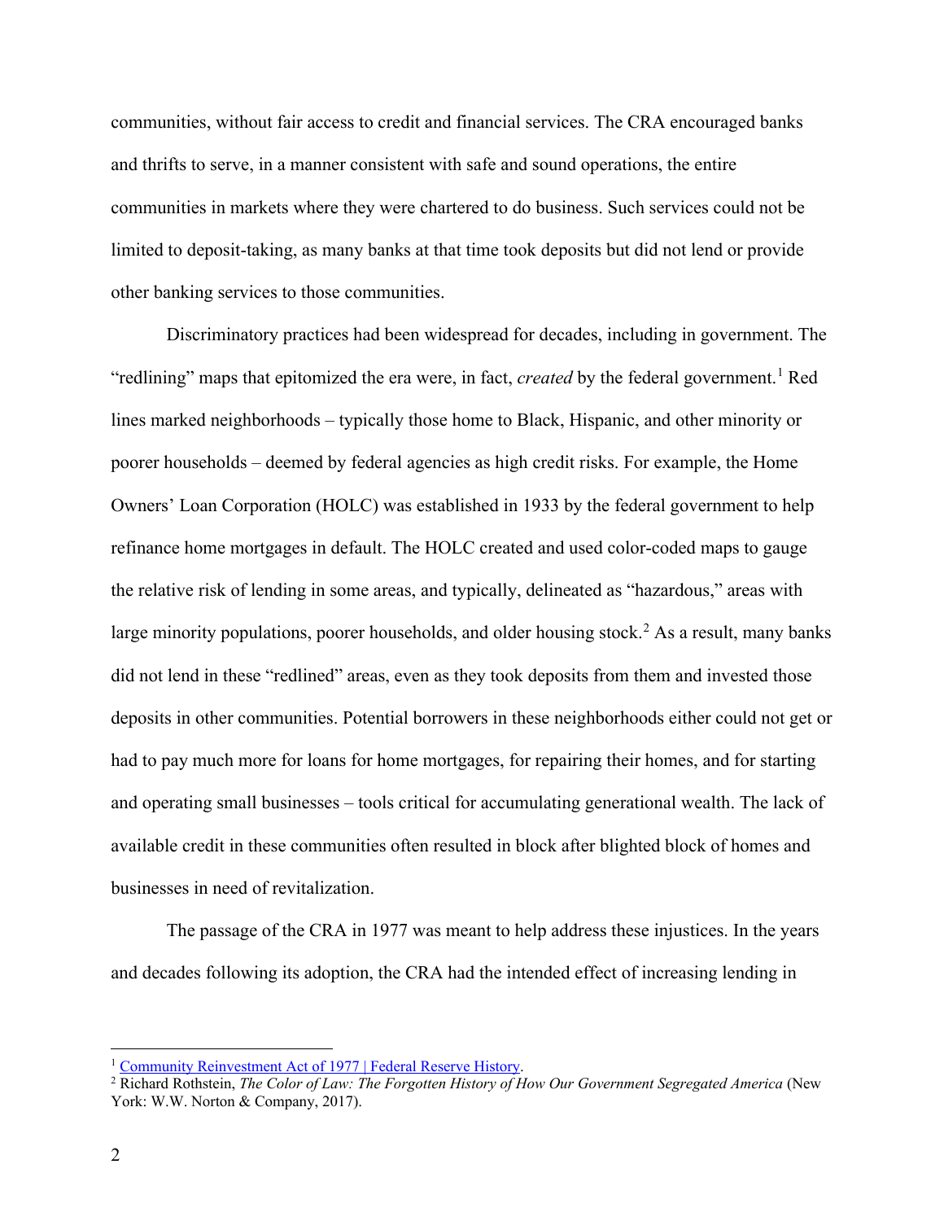communities, without fair access to credit and financial services. The CRA encouraged banks and thrifts to serve, in a manner consistent with safe and sound operations, the entire communities in markets where they were chartered to do business. Such services could not be limited to deposit-taking, as many banks at that time took deposits but did not lend or provide other banking services to those communities.

Discriminatory practices had been widespread for decades, including in government. The "redlining" maps that epitomized the era were, in fact, *created* by the federal government.[1] Red lines marked neighborhoods – typically those home to Black, Hispanic, and other minority or poorer households – deemed by federal agencies as high credit risks. For example, the Home Owners' Loan Corporation (HOLC) was established in 1933 by the federal government to help refinance home mortgages in default. The HOLC created and used color-coded maps to gauge the relative risk of lending in some areas, and typically, delineated as "hazardous," areas with large minority populations, poorer households, and older housing stock.[2] As a result, many banks did not lend in these "redlined" areas, even as they took deposits from them and invested those deposits in other communities. Potential borrowers in these neighborhoods either could not get or had to pay much more for loans for home mortgages, for repairing their homes, and for starting and operating small businesses – tools critical for accumulating generational wealth. The lack of available credit in these communities often resulted in block after blighted block of homes and businesses in need of revitalization.

The passage of the CRA in 1977 was meant to help address these injustices. In the years and decades following its adoption, the CRA had the intended effect of increasing lending in

---

[1] [Community Reinvestment Act of 1977 | Federal Reserve History](#).

[2] Richard Rothstein, *The Color of Law: The Forgotten History of How Our Government Segregated America* (New York: W.W. Norton & Company, 2017).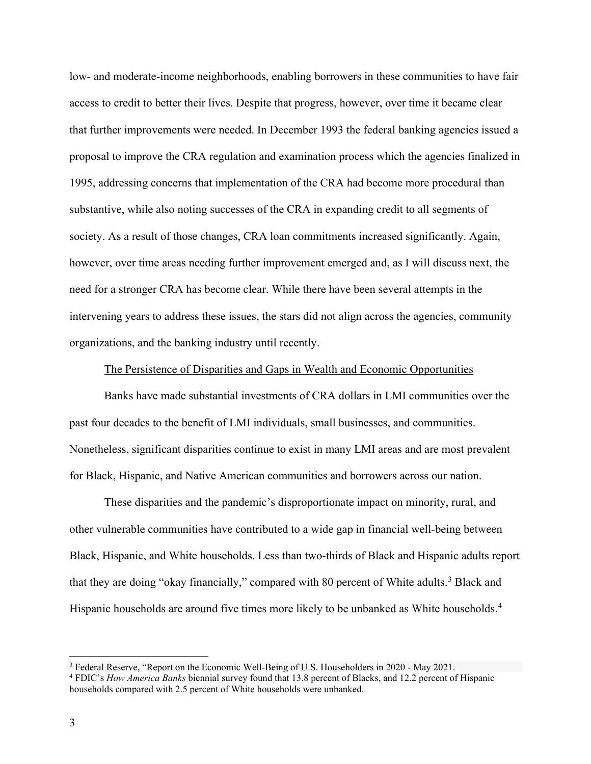low- and moderate-income neighborhoods, enabling borrowers in these communities to have fair access to credit to better their lives. Despite that progress, however, over time it became clear that further improvements were needed. In December 1993 the federal banking agencies issued a proposal to improve the CRA regulation and examination process which the agencies finalized in 1995, addressing concerns that implementation of the CRA had become more procedural than substantive, while also noting successes of the CRA in expanding credit to all segments of society. As a result of those changes, CRA loan commitments increased significantly. Again, however, over time areas needing further improvement emerged and, as I will discuss next, the need for a stronger CRA has become clear. While there have been several attempts in the intervening years to address these issues, the stars did not align across the agencies, community organizations, and the banking industry until recently.

## The Persistence of Disparities and Gaps in Wealth and Economic Opportunities

Banks have made substantial investments of CRA dollars in LMI communities over the past four decades to the benefit of LMI individuals, small businesses, and communities. Nonetheless, significant disparities continue to exist in many LMI areas and are most prevalent for Black, Hispanic, and Native American communities and borrowers across our nation.

These disparities and the pandemic's disproportionate impact on minority, rural, and other vulnerable communities have contributed to a wide gap in financial well-being between Black, Hispanic, and White households. Less than two-thirds of Black and Hispanic adults report that they are doing "okay financially," compared with 80 percent of White adults.[3] Black and Hispanic households are around five times more likely to be unbanked as White households.[4]

---

[3] Federal Reserve, "Report on the Economic Well-Being of U.S. Householders in 2020 - May 2021.

[4] FDIC's *How America Banks* biennial survey found that 13.8 percent of Blacks, and 12.2 percent of Hispanic households compared with 2.5 percent of White households were unbanked.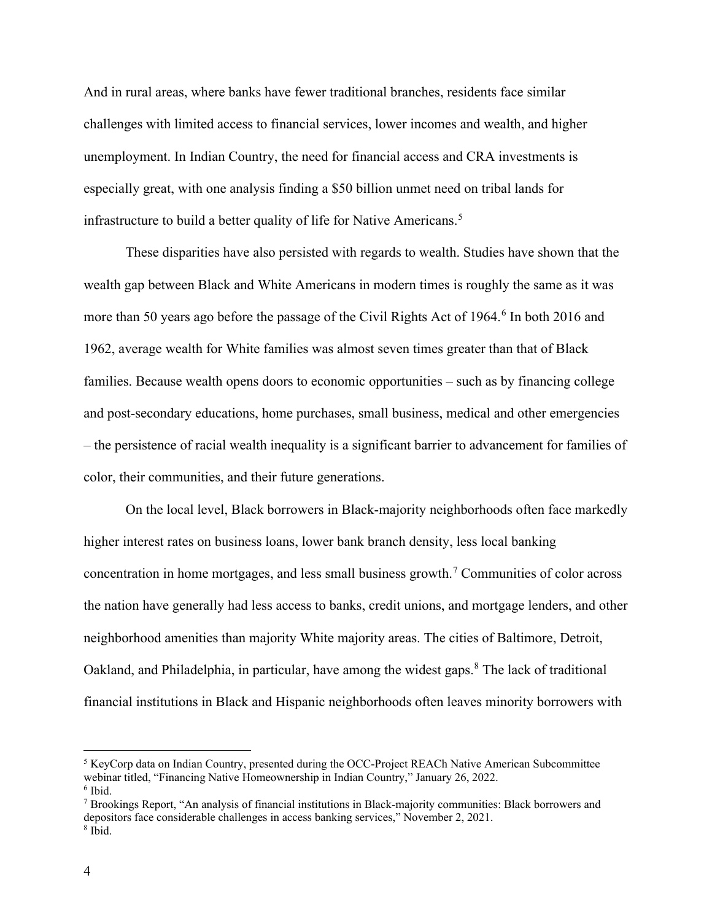And in rural areas, where banks have fewer traditional branches, residents face similar challenges with limited access to financial services, lower incomes and wealth, and higher unemployment. In Indian Country, the need for financial access and CRA investments is especially great, with one analysis finding a $50 billion unmet need on tribal lands for infrastructure to build a better quality of life for Native Americans.[5]

These disparities have also persisted with regards to wealth. Studies have shown that the wealth gap between Black and White Americans in modern times is roughly the same as it was more than 50 years ago before the passage of the Civil Rights Act of 1964.[6] In both 2016 and 1962, average wealth for White families was almost seven times greater than that of Black families. Because wealth opens doors to economic opportunities – such as by financing college and post-secondary educations, home purchases, small business, medical and other emergencies – the persistence of racial wealth inequality is a significant barrier to advancement for families of color, their communities, and their future generations.

On the local level, Black borrowers in Black-majority neighborhoods often face markedly higher interest rates on business loans, lower bank branch density, less local banking concentration in home mortgages, and less small business growth.[7] Communities of color across the nation have generally had less access to banks, credit unions, and mortgage lenders, and other neighborhood amenities than majority White majority areas. The cities of Baltimore, Detroit, Oakland, and Philadelphia, in particular, have among the widest gaps.[8] The lack of traditional financial institutions in Black and Hispanic neighborhoods often leaves minority borrowers with

---

[5] KeyCorp data on Indian Country, presented during the OCC-Project REACh Native American Subcommittee webinar titled, "Financing Native Homeownership in Indian Country," January 26, 2022.

[6] Ibid.

[7] Brookings Report, "An analysis of financial institutions in Black-majority communities: Black borrowers and depositors face considerable challenges in access banking services," November 2, 2021.

[8] Ibid.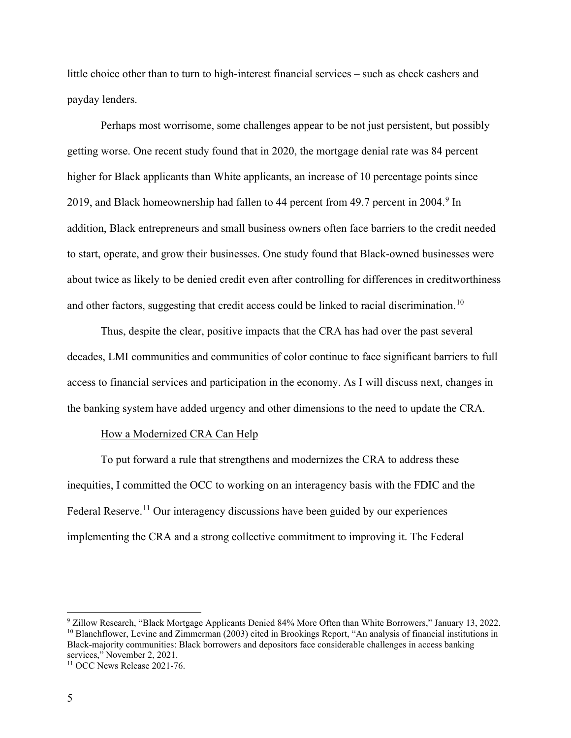little choice other than to turn to high-interest financial services – such as check cashers and payday lenders.

Perhaps most worrisome, some challenges appear to be not just persistent, but possibly getting worse. One recent study found that in 2020, the mortgage denial rate was 84 percent higher for Black applicants than White applicants, an increase of 10 percentage points since 2019, and Black homeownership had fallen to 44 percent from 49.7 percent in 2004.[9] In addition, Black entrepreneurs and small business owners often face barriers to the credit needed to start, operate, and grow their businesses. One study found that Black-owned businesses were about twice as likely to be denied credit even after controlling for differences in creditworthiness and other factors, suggesting that credit access could be linked to racial discrimination.[10]

Thus, despite the clear, positive impacts that the CRA has had over the past several decades, LMI communities and communities of color continue to face significant barriers to full access to financial services and participation in the economy. As I will discuss next, changes in the banking system have added urgency and other dimensions to the need to update the CRA.

## How a Modernized CRA Can Help

To put forward a rule that strengthens and modernizes the CRA to address these inequities, I committed the OCC to working on an interagency basis with the FDIC and the Federal Reserve.[11] Our interagency discussions have been guided by our experiences implementing the CRA and a strong collective commitment to improving it. The Federal

---

[9] Zillow Research, "Black Mortgage Applicants Denied 84% More Often than White Borrowers," January 13, 2022.

[10] Blanchflower, Levine and Zimmerman (2003) cited in Brookings Report, "An analysis of financial institutions in Black-majority communities: Black borrowers and depositors face considerable challenges in access banking services," November 2, 2021.

[11] OCC News Release 2021-76.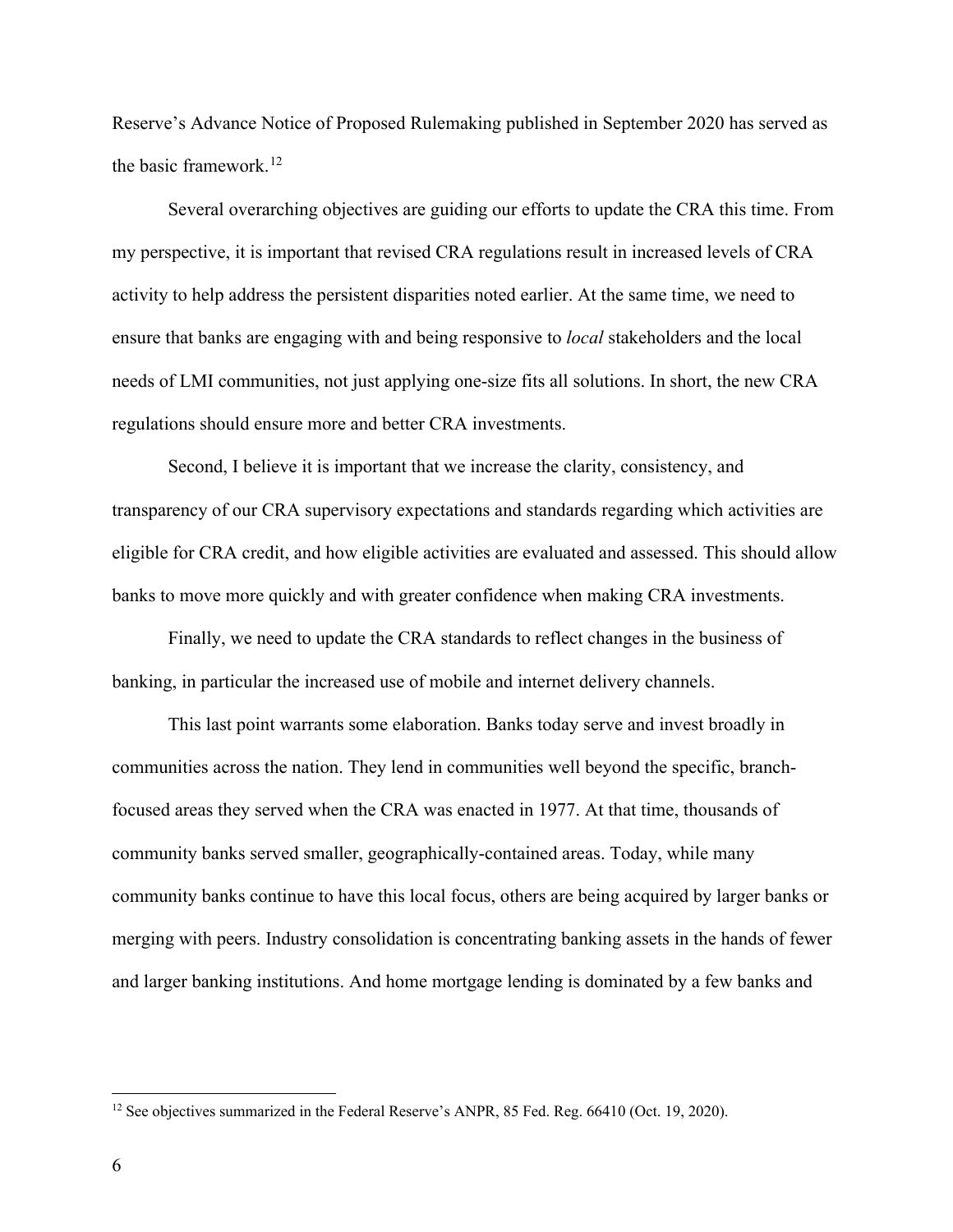Reserve's Advance Notice of Proposed Rulemaking published in September 2020 has served as the basic framework.[12]

Several overarching objectives are guiding our efforts to update the CRA this time. From my perspective, it is important that revised CRA regulations result in increased levels of CRA activity to help address the persistent disparities noted earlier. At the same time, we need to ensure that banks are engaging with and being responsive to *local* stakeholders and the local needs of LMI communities, not just applying one-size fits all solutions. In short, the new CRA regulations should ensure more and better CRA investments.

Second, I believe it is important that we increase the clarity, consistency, and transparency of our CRA supervisory expectations and standards regarding which activities are eligible for CRA credit, and how eligible activities are evaluated and assessed. This should allow banks to move more quickly and with greater confidence when making CRA investments.

Finally, we need to update the CRA standards to reflect changes in the business of banking, in particular the increased use of mobile and internet delivery channels.

This last point warrants some elaboration. Banks today serve and invest broadly in communities across the nation. They lend in communities well beyond the specific, branch-focused areas they served when the CRA was enacted in 1977. At that time, thousands of community banks served smaller, geographically-contained areas. Today, while many community banks continue to have this local focus, others are being acquired by larger banks or merging with peers. Industry consolidation is concentrating banking assets in the hands of fewer and larger banking institutions. And home mortgage lending is dominated by a few banks and

[12] See objectives summarized in the Federal Reserve's ANPR, 85 Fed. Reg. 66410 (Oct. 19, 2020).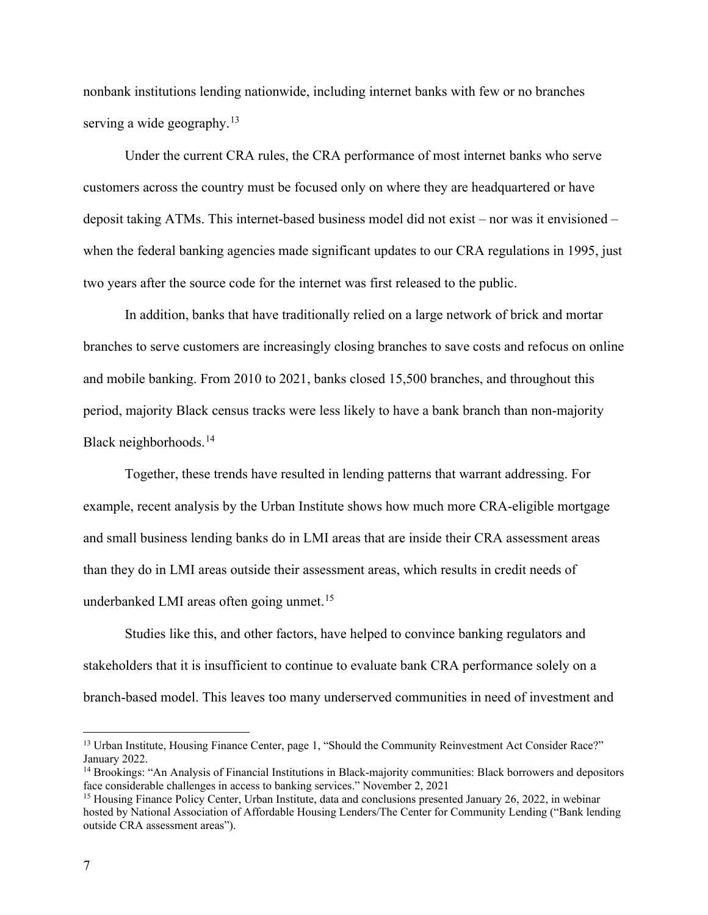nonbank institutions lending nationwide, including internet banks with few or no branches serving a wide geography.[13]

Under the current CRA rules, the CRA performance of most internet banks who serve customers across the country must be focused only on where they are headquartered or have deposit taking ATMs. This internet-based business model did not exist – nor was it envisioned – when the federal banking agencies made significant updates to our CRA regulations in 1995, just two years after the source code for the internet was first released to the public.

In addition, banks that have traditionally relied on a large network of brick and mortar branches to serve customers are increasingly closing branches to save costs and refocus on online and mobile banking. From 2010 to 2021, banks closed 15,500 branches, and throughout this period, majority Black census tracks were less likely to have a bank branch than non-majority Black neighborhoods.[14]

Together, these trends have resulted in lending patterns that warrant addressing. For example, recent analysis by the Urban Institute shows how much more CRA-eligible mortgage and small business lending banks do in LMI areas that are inside their CRA assessment areas than they do in LMI areas outside their assessment areas, which results in credit needs of underbanked LMI areas often going unmet.[15]

Studies like this, and other factors, have helped to convince banking regulators and stakeholders that it is insufficient to continue to evaluate bank CRA performance solely on a branch-based model. This leaves too many underserved communities in need of investment and

---

[13] Urban Institute, Housing Finance Center, page 1, "Should the Community Reinvestment Act Consider Race?" January 2022.

[14] Brookings: "An Analysis of Financial Institutions in Black-majority communities: Black borrowers and depositors face considerable challenges in access to banking services." November 2, 2021

[15] Housing Finance Policy Center, Urban Institute, data and conclusions presented January 26, 2022, in webinar hosted by National Association of Affordable Housing Lenders/The Center for Community Lending ("Bank lending outside CRA assessment areas").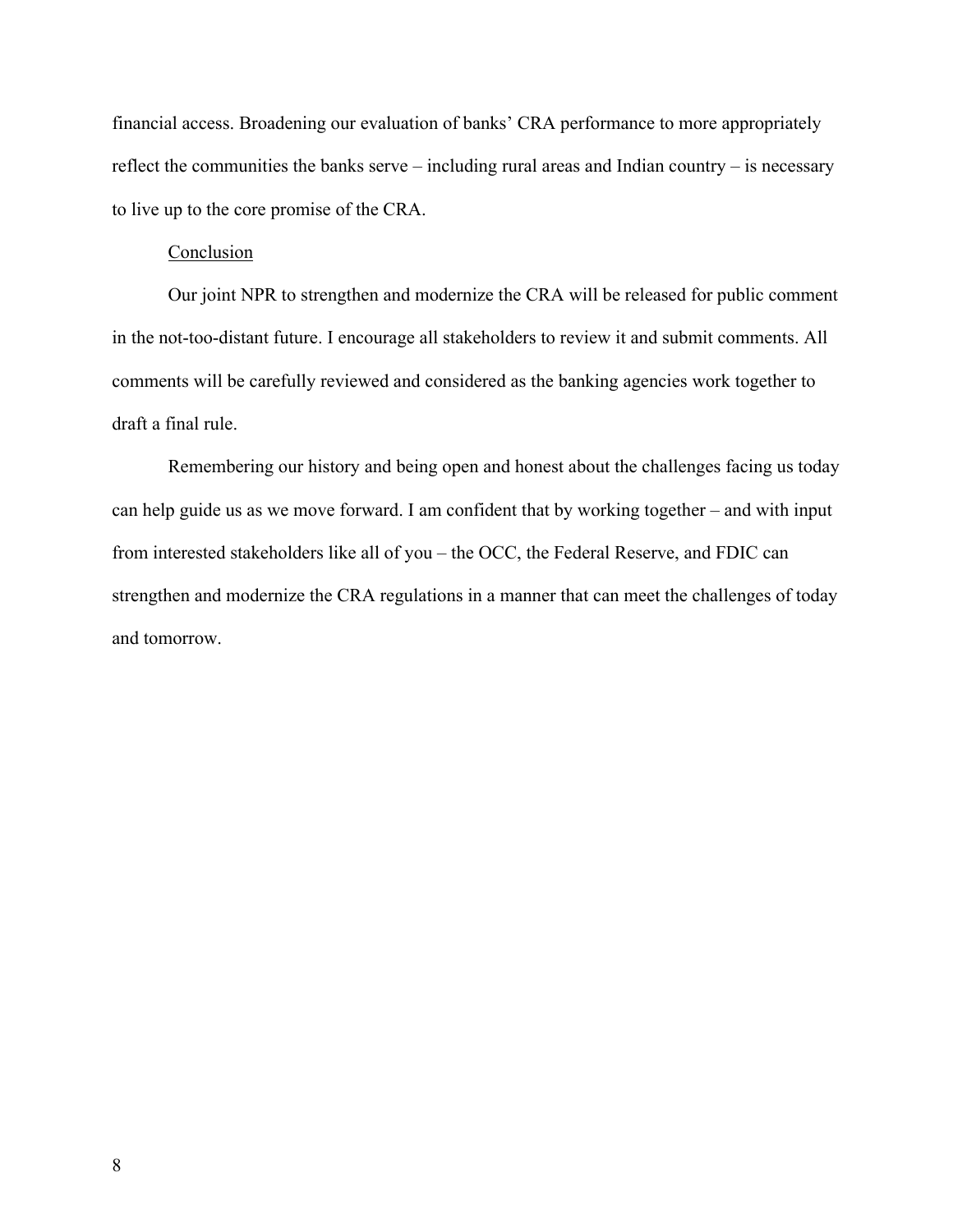financial access. Broadening our evaluation of banks' CRA performance to more appropriately reflect the communities the banks serve – including rural areas and Indian country – is necessary to live up to the core promise of the CRA.

Conclusion

Our joint NPR to strengthen and modernize the CRA will be released for public comment in the not-too-distant future. I encourage all stakeholders to review it and submit comments. All comments will be carefully reviewed and considered as the banking agencies work together to draft a final rule.

Remembering our history and being open and honest about the challenges facing us today can help guide us as we move forward. I am confident that by working together – and with input from interested stakeholders like all of you – the OCC, the Federal Reserve, and FDIC can strengthen and modernize the CRA regulations in a manner that can meet the challenges of today and tomorrow.